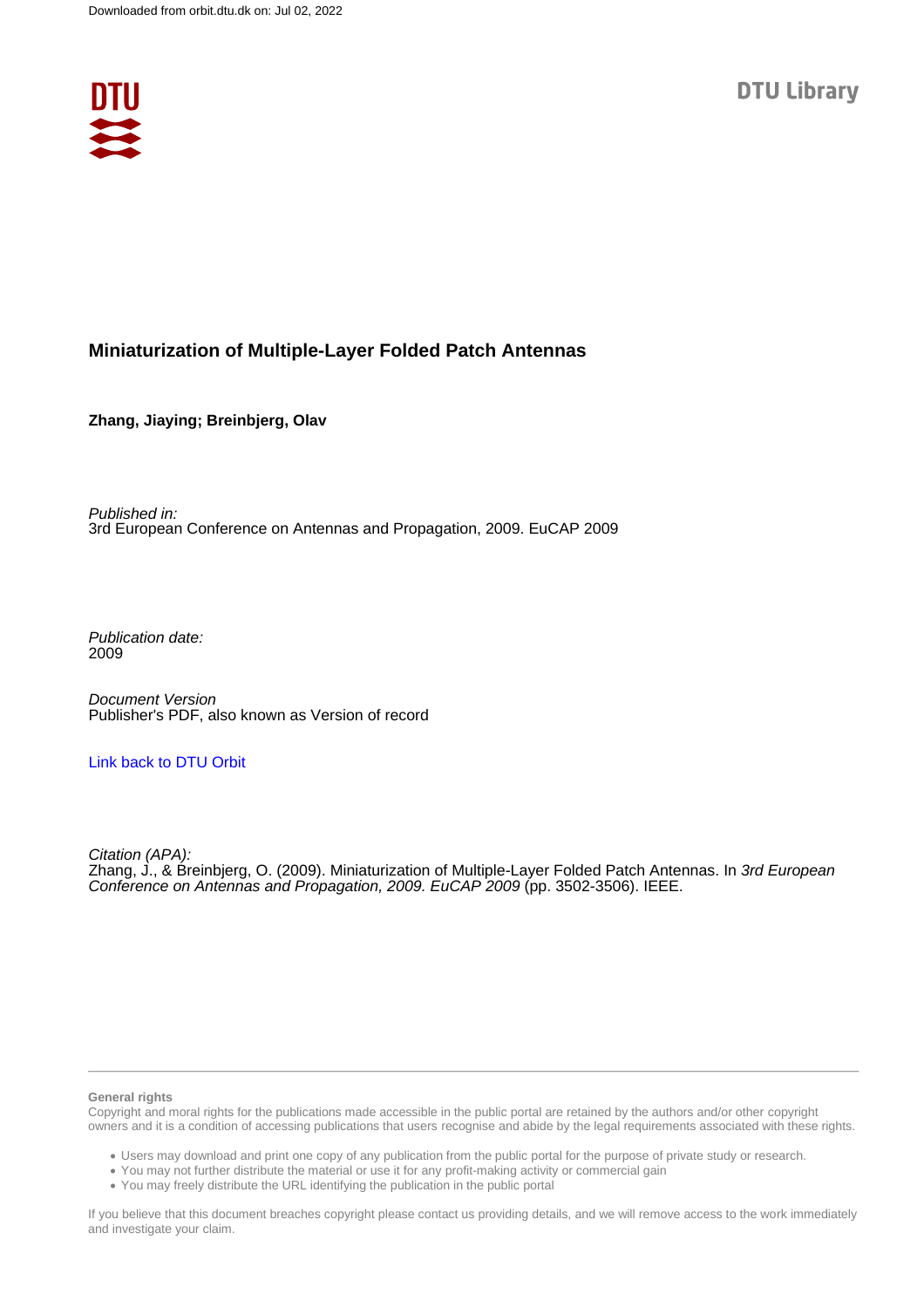Downloaded from orbit.dtu.dk on: Jul 02, 2022

DTU Library

# Miniaturization of Multiple-Layer Folded Patch Antennas

**Zhang, Jiaying; Breinbjerg, Olav**

*Published in:*
3rd European Conference on Antennas and Propagation, 2009. EuCAP 2009

*Publication date:*
2009

*Document Version*
Publisher's PDF, also known as Version of record

Link back to DTU Orbit

*Citation (APA):*
Zhang, J., & Breinbjerg, O. (2009). Miniaturization of Multiple-Layer Folded Patch Antennas. In *3rd European Conference on Antennas and Propagation, 2009. EuCAP 2009* (pp. 3502-3506). IEEE.

**General rights**

Copyright and moral rights for the publications made accessible in the public portal are retained by the authors and/or other copyright owners and it is a condition of accessing publications that users recognise and abide by the legal requirements associated with these rights.

- Users may download and print one copy of any publication from the public portal for the purpose of private study or research.
- You may not further distribute the material or use it for any profit-making activity or commercial gain
- You may freely distribute the URL identifying the publication in the public portal

If you believe that this document breaches copyright please contact us providing details, and we will remove access to the work immediately and investigate your claim.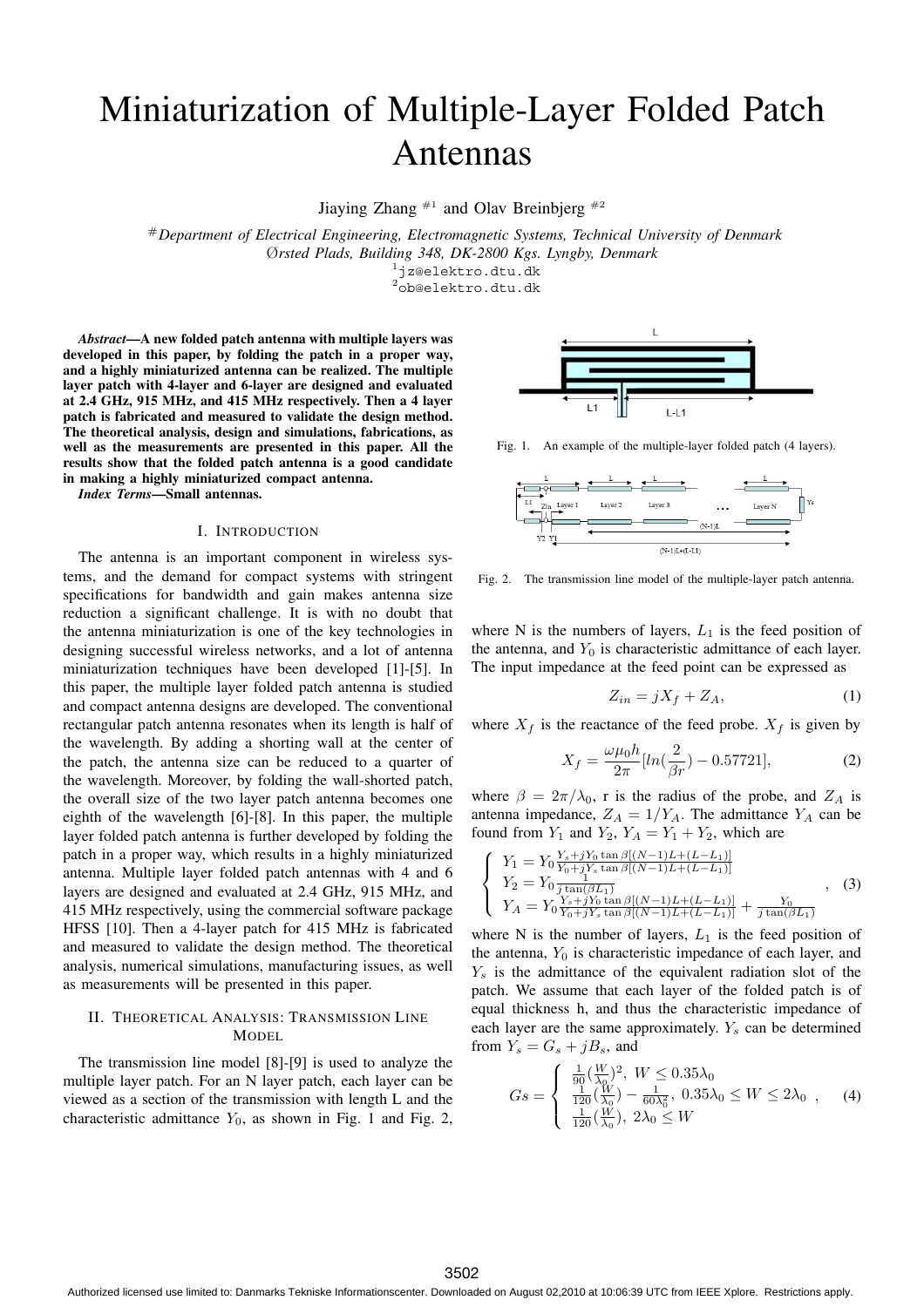# Miniaturization of Multiple-Layer Folded Patch Antennas

Jiaying Zhang #1 and Olav Breinbjerg #2

#*Department of Electrical Engineering, Electromagnetic Systems, Technical University of Denmark*
*Ørsted Plads, Building 348, DK-2800 Kgs. Lyngby, Denmark*
[1] jz@elektro.dtu.dk
[2] ob@elektro.dtu.dk

***Abstract*—A new folded patch antenna with multiple layers was developed in this paper, by folding the patch in a proper way, and a highly miniaturized antenna can be realized. The multiple layer patch with 4-layer and 6-layer are designed and evaluated at 2.4 GHz, 915 MHz, and 415 MHz respectively. Then a 4 layer patch is fabricated and measured to validate the design method. The theoretical analysis, design and simulations, fabrications, as well as the measurements are presented in this paper. All the results show that the folded patch antenna is a good candidate in making a highly miniaturized compact antenna.**

***Index Terms*—Small antennas.**

## I. Introduction

The antenna is an important component in wireless systems, and the demand for compact systems with stringent specifications for bandwidth and gain makes antenna size reduction a significant challenge. It is with no doubt that the antenna miniaturization is one of the key technologies in designing successful wireless networks, and a lot of antenna miniaturization techniques have been developed [1]-[5]. In this paper, the multiple layer folded patch antenna is studied and compact antenna designs are developed. The conventional rectangular patch antenna resonates when its length is half of the wavelength. By adding a shorting wall at the center of the patch, the antenna size can be reduced to a quarter of the wavelength. Moreover, by folding the wall-shorted patch, the overall size of the two layer patch antenna becomes one eighth of the wavelength [6]-[8]. In this paper, the multiple layer folded patch antenna is further developed by folding the patch in a proper way, which results in a highly miniaturized antenna. Multiple layer folded patch antennas with 4 and 6 layers are designed and evaluated at 2.4 GHz, 915 MHz, and 415 MHz respectively, using the commercial software package HFSS [10]. Then a 4-layer patch for 415 MHz is fabricated and measured to validate the design method. The theoretical analysis, numerical simulations, manufacturing issues, as well as measurements will be presented in this paper.

## II. Theoretical Analysis: Transmission Line Model

The transmission line model [8]-[9] is used to analyze the multiple layer patch. For an N layer patch, each layer can be viewed as a section of the transmission with length L and the characteristic admittance $Y_0$, as shown in Fig. 1 and Fig. 2,

Fig. 1. An example of the multiple-layer folded patch (4 layers).

Fig. 2. The transmission line model of the multiple-layer patch antenna.

where N is the numbers of layers, $L_1$ is the feed position of the antenna, and $Y_0$ is characteristic admittance of each layer. The input impedance at the feed point can be expressed as

$$Z_{in} = jX_f + Z_A, \tag{1}$$

where $X_f$ is the reactance of the feed probe. $X_f$ is given by

$$X_f = \frac{\omega \mu_0 h}{2\pi}[ln(\frac{2}{\beta r}) - 0.57721], \tag{2}$$

where $\beta = 2\pi/\lambda_0$, r is the radius of the probe, and $Z_A$ is antenna impedance, $Z_A = 1/Y_A$. The admittance $Y_A$ can be found from $Y_1$ and $Y_2$, $Y_A = Y_1 + Y_2$, which are

$$\begin{cases} Y_1 = Y_0 \frac{Y_s + jY_0 \tan\beta[(N-1)L+(L-L_1)]}{Y_0 + jY_s \tan\beta[(N-1)L+(L-L_1)]} \\ Y_2 = Y_0 \frac{1}{j\tan(\beta L_1)} \\ Y_A = Y_0 \frac{Y_s + jY_0 \tan\beta[(N-1)L+(L-L_1)]}{Y_0 + jY_s \tan\beta[(N-1)L+(L-L_1)]} + \frac{Y_0}{j\tan(\beta L_1)} \end{cases}, \tag{3}$$

where N is the number of layers, $L_1$ is the feed position of the antenna, $Y_0$ is characteristic impedance of each layer, and $Y_s$ is the admittance of the equivalent radiation slot of the patch. We assume that each layer of the folded patch is of equal thickness h, and thus the characteristic impedance of each layer are the same approximately. $Y_s$ can be determined from $Y_s = G_s + jB_s$, and

$$Gs = \begin{cases} \frac{1}{90}(\frac{W}{\lambda_0})^2, \ W \leq 0.35\lambda_0 \\ \frac{1}{120}(\frac{W}{\lambda_0}) - \frac{1}{60\lambda_0^2}, \ 0.35\lambda_0 \leq W \leq 2\lambda_0 \\ \frac{1}{120}(\frac{W}{\lambda_0}), \ 2\lambda_0 \leq W \end{cases}, \tag{4}$$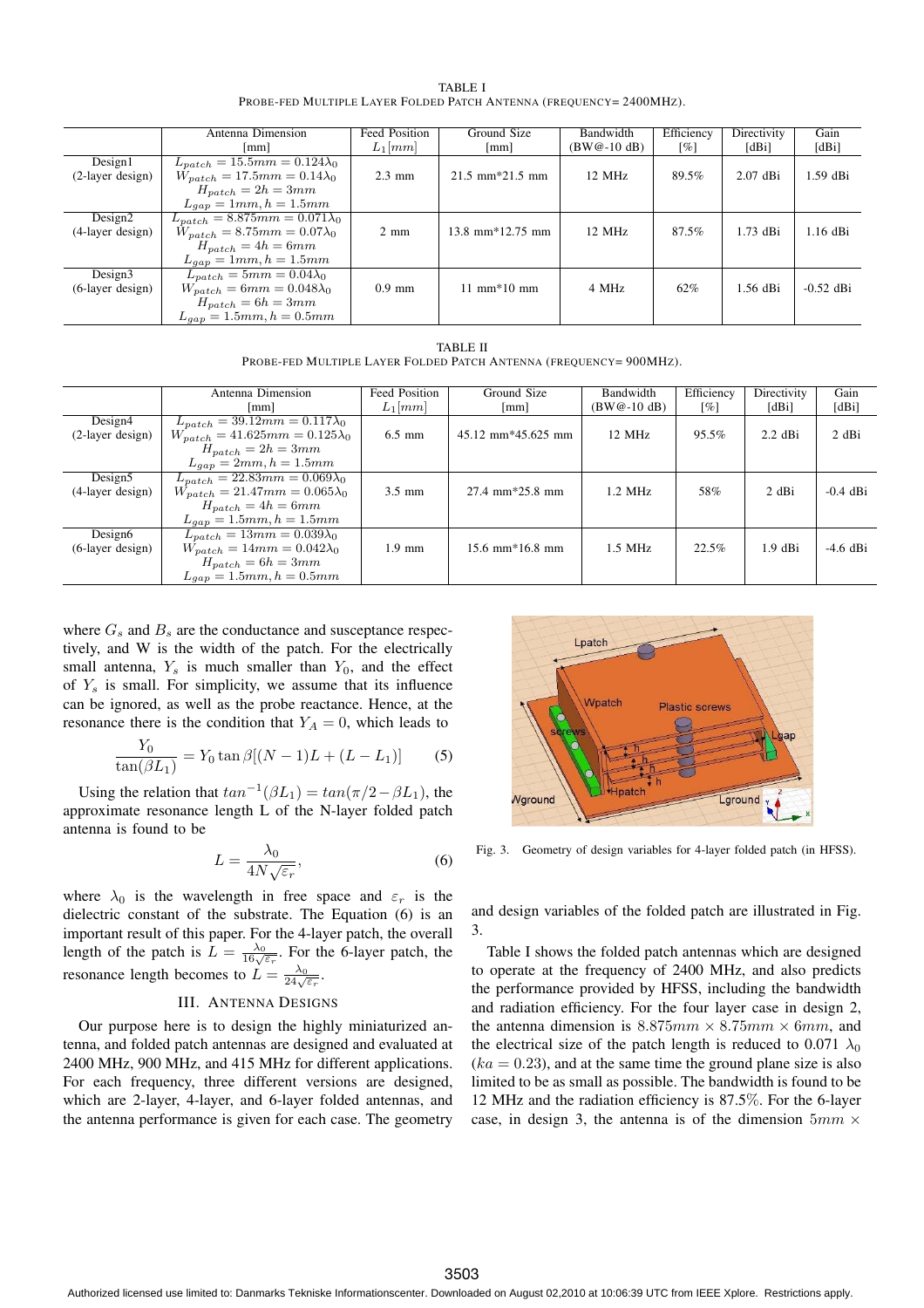TABLE I
PROBE-FED MULTIPLE LAYER FOLDED PATCH ANTENNA (FREQUENCY= 2400MHZ).

| | Antenna Dimension [mm] | Feed Position $L_1[mm]$ | Ground Size [mm] | Bandwidth (BW@-10 dB) | Efficiency [%] | Directivity [dBi] | Gain [dBi] |
|---|---|---|---|---|---|---|---|
| Design1 (2-layer design) | $L_{patch} = 15.5mm = 0.124\lambda_0$ $W_{patch} = 17.5mm = 0.14\lambda_0$ $H_{patch} = 2h = 3mm$ $L_{gap} = 1mm, h = 1.5mm$ | 2.3 mm | 21.5 mm*21.5 mm | 12 MHz | 89.5% | 2.07 dBi | 1.59 dBi |
| Design2 (4-layer design) | $L_{patch} = 8.875mm = 0.071\lambda_0$ $W_{patch} = 8.75mm = 0.07\lambda_0$ $H_{patch} = 4h = 6mm$ $L_{gap} = 1mm, h = 1.5mm$ | 2 mm | 13.8 mm*12.75 mm | 12 MHz | 87.5% | 1.73 dBi | 1.16 dBi |
| Design3 (6-layer design) | $L_{patch} = 5mm = 0.04\lambda_0$ $W_{patch} = 6mm = 0.048\lambda_0$ $H_{patch} = 6h = 3mm$ $L_{gap} = 1.5mm, h = 0.5mm$ | 0.9 mm | 11 mm*10 mm | 4 MHz | 62% | 1.56 dBi | -0.52 dBi |

TABLE II
PROBE-FED MULTIPLE LAYER FOLDED PATCH ANTENNA (FREQUENCY= 900MHZ).

| | Antenna Dimension [mm] | Feed Position $L_1[mm]$ | Ground Size [mm] | Bandwidth (BW@-10 dB) | Efficiency [%] | Directivity [dBi] | Gain [dBi] |
|---|---|---|---|---|---|---|---|
| Design4 (2-layer design) | $L_{patch} = 39.12mm = 0.117\lambda_0$ $W_{patch} = 41.625mm = 0.125\lambda_0$ $H_{patch} = 2h = 3mm$ $L_{gap} = 2mm, h = 1.5mm$ | 6.5 mm | 45.12 mm*45.625 mm | 12 MHz | 95.5% | 2.2 dBi | 2 dBi |
| Design5 (4-layer design) | $L_{patch} = 22.83mm = 0.069\lambda_0$ $W_{patch} = 21.47mm = 0.065\lambda_0$ $H_{patch} = 4h = 6mm$ $L_{gap} = 1.5mm, h = 1.5mm$ | 3.5 mm | 27.4 mm*25.8 mm | 1.2 MHz | 58% | 2 dBi | -0.4 dBi |
| Design6 (6-layer design) | $L_{patch} = 13mm = 0.039\lambda_0$ $W_{patch} = 14mm = 0.042\lambda_0$ $H_{patch} = 6h = 3mm$ $L_{gap} = 1.5mm, h = 0.5mm$ | 1.9 mm | 15.6 mm*16.8 mm | 1.5 MHz | 22.5% | 1.9 dBi | -4.6 dBi |

where $G_s$ and $B_s$ are the conductance and susceptance respectively, and W is the width of the patch. For the electrically small antenna, $Y_s$ is much smaller than $Y_0$, and the effect of $Y_s$ is small. For simplicity, we assume that its influence can be ignored, as well as the probe reactance. Hence, at the resonance there is the condition that $Y_A = 0$, which leads to

$$\frac{Y_0}{\tan(\beta L_1)} = Y_0 \tan \beta[(N-1)L + (L - L_1)] \tag{5}$$

Using the relation that $tan^{-1}(\beta L_1) = tan(\pi/2 - \beta L_1)$, the approximate resonance length L of the N-layer folded patch antenna is found to be

$$L = \frac{\lambda_0}{4N\sqrt{\varepsilon_r}}, \tag{6}$$

where $\lambda_0$ is the wavelength in free space and $\varepsilon_r$ is the dielectric constant of the substrate. The Equation (6) is an important result of this paper. For the 4-layer patch, the overall length of the patch is $L = \frac{\lambda_0}{16\sqrt{\varepsilon_r}}$. For the 6-layer patch, the resonance length becomes to $L = \frac{\lambda_0}{24\sqrt{\varepsilon_r}}$.

## III. ANTENNA DESIGNS

Our purpose here is to design the highly miniaturized antenna, and folded patch antennas are designed and evaluated at 2400 MHz, 900 MHz, and 415 MHz for different applications. For each frequency, three different versions are designed, which are 2-layer, 4-layer, and 6-layer folded antennas, and the antenna performance is given for each case. The geometry and design variables of the folded patch are illustrated in Fig. 3.

Fig. 3. Geometry of design variables for 4-layer folded patch (in HFSS).

Table I shows the folded patch antennas which are designed to operate at the frequency of 2400 MHz, and also predicts the performance provided by HFSS, including the bandwidth and radiation efficiency. For the four layer case in design 2, the antenna dimension is $8.875mm \times 8.75mm \times 6mm$, and the electrical size of the patch length is reduced to 0.071 $\lambda_0$ ($ka = 0.23$), and at the same time the ground plane size is also limited to be as small as possible. The bandwidth is found to be 12 MHz and the radiation efficiency is 87.5%. For the 6-layer case, in design 3, the antenna is of the dimension $5mm \times$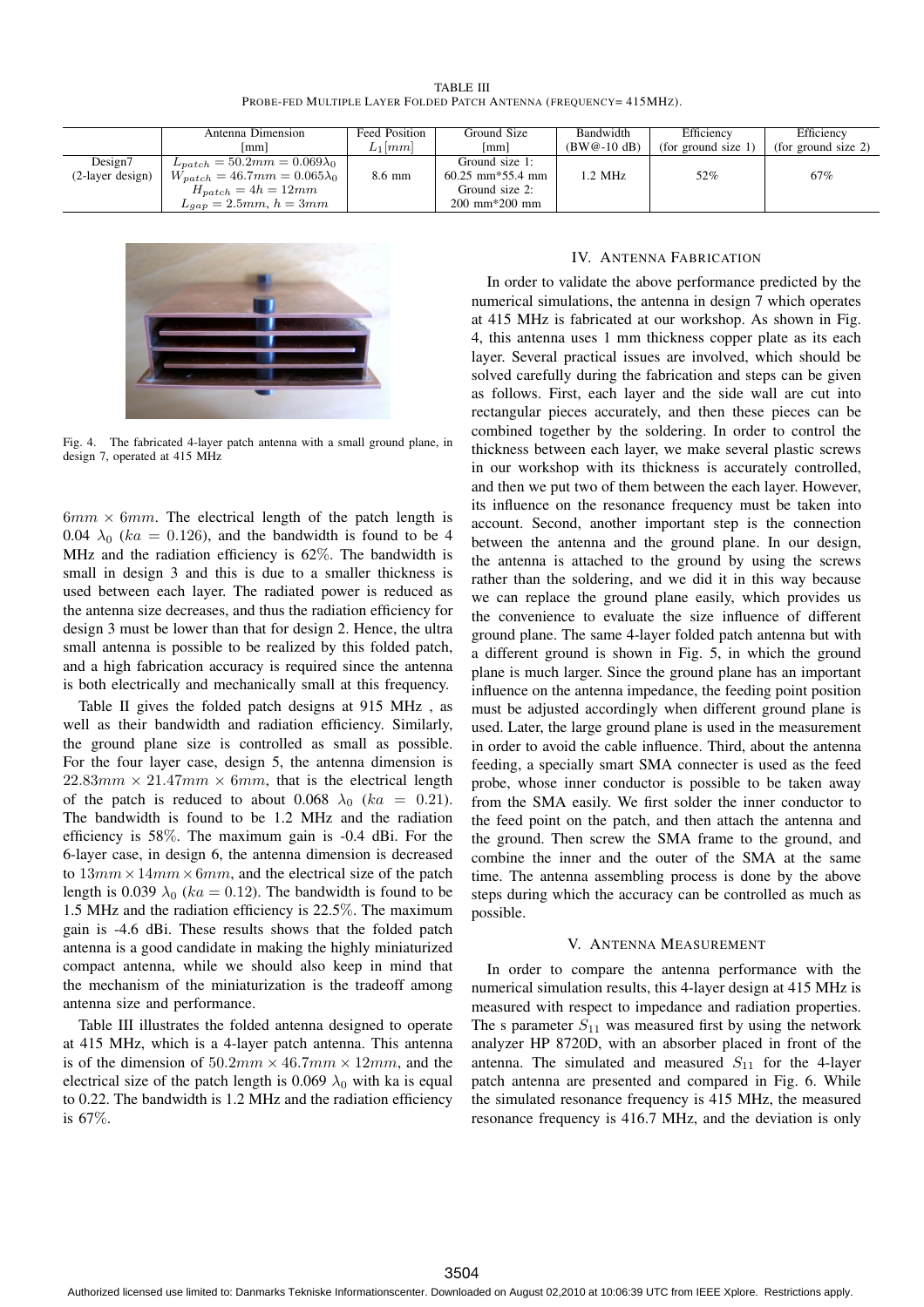TABLE III
PROBE-FED MULTIPLE LAYER FOLDED PATCH ANTENNA (FREQUENCY= 415MHZ).

| | Antenna Dimension [mm] | Feed Position $L_1[mm]$ | Ground Size [mm] | Bandwidth (BW@-10 dB) | Efficiency (for ground size 1) | Efficiency (for ground size 2) |
|---|---|---|---|---|---|---|
| Design7 (2-layer design) | $L_{patch} = 50.2mm = 0.069\lambda_0$ $W_{patch} = 46.7mm = 0.065\lambda_0$ $H_{patch} = 4h = 12mm$ $L_{gap} = 2.5mm$, $h = 3mm$ | 8.6 mm | Ground size 1: 60.25 mm*55.4 mm Ground size 2: 200 mm*200 mm | 1.2 MHz | 52% | 67% |

Fig. 4. The fabricated 4-layer patch antenna with a small ground plane, in design 7, operated at 415 MHz

$6mm \times 6mm$. The electrical length of the patch length is 0.04 $\lambda_0$ ($ka = 0.126$), and the bandwidth is found to be 4 MHz and the radiation efficiency is 62%. The bandwidth is small in design 3 and this is due to a smaller thickness is used between each layer. The radiated power is reduced as the antenna size decreases, and thus the radiation efficiency for design 3 must be lower than that for design 2. Hence, the ultra small antenna is possible to be realized by this folded patch, and a high fabrication accuracy is required since the antenna is both electrically and mechanically small at this frequency.

Table II gives the folded patch designs at 915 MHz , as well as their bandwidth and radiation efficiency. Similarly, the ground plane size is controlled as small as possible. For the four layer case, design 5, the antenna dimension is $22.83mm \times 21.47mm \times 6mm$, that is the electrical length of the patch is reduced to about 0.068 $\lambda_0$ ($ka = 0.21$). The bandwidth is found to be 1.2 MHz and the radiation efficiency is 58%. The maximum gain is -0.4 dBi. For the 6-layer case, in design 6, the antenna dimension is decreased to $13mm \times 14mm \times 6mm$, and the electrical size of the patch length is 0.039 $\lambda_0$ ($ka = 0.12$). The bandwidth is found to be 1.5 MHz and the radiation efficiency is 22.5%. The maximum gain is -4.6 dBi. These results shows that the folded patch antenna is a good candidate in making the highly miniaturized compact antenna, while we should also keep in mind that the mechanism of the miniaturization is the tradeoff among antenna size and performance.

Table III illustrates the folded antenna designed to operate at 415 MHz, which is a 4-layer patch antenna. This antenna is of the dimension of $50.2mm \times 46.7mm \times 12mm$, and the electrical size of the patch length is 0.069 $\lambda_0$ with ka is equal to 0.22. The bandwidth is 1.2 MHz and the radiation efficiency is 67%.

## IV. Antenna Fabrication

In order to validate the above performance predicted by the numerical simulations, the antenna in design 7 which operates at 415 MHz is fabricated at our workshop. As shown in Fig. 4, this antenna uses 1 mm thickness copper plate as its each layer. Several practical issues are involved, which should be solved carefully during the fabrication and steps can be given as follows. First, each layer and the side wall are cut into rectangular pieces accurately, and then these pieces can be combined together by the soldering. In order to control the thickness between each layer, we make several plastic screws in our workshop with its thickness is accurately controlled, and then we put two of them between the each layer. However, its influence on the resonance frequency must be taken into account. Second, another important step is the connection between the antenna and the ground plane. In our design, the antenna is attached to the ground by using the screws rather than the soldering, and we did it in this way because we can replace the ground plane easily, which provides us the convenience to evaluate the size influence of different ground plane. The same 4-layer folded patch antenna but with a different ground is shown in Fig. 5, in which the ground plane is much larger. Since the ground plane has an important influence on the antenna impedance, the feeding point position must be adjusted accordingly when different ground plane is used. Later, the large ground plane is used in the measurement in order to avoid the cable influence. Third, about the antenna feeding, a specially smart SMA connecter is used as the feed probe, whose inner conductor is possible to be taken away from the SMA easily. We first solder the inner conductor to the feed point on the patch, and then attach the antenna and the ground. Then screw the SMA frame to the ground, and combine the inner and the outer of the SMA at the same time. The antenna assembling process is done by the above steps during which the accuracy can be controlled as much as possible.

## V. Antenna Measurement

In order to compare the antenna performance with the numerical simulation results, this 4-layer design at 415 MHz is measured with respect to impedance and radiation properties. The s parameter $S_{11}$ was measured first by using the network analyzer HP 8720D, with an absorber placed in front of the antenna. The simulated and measured $S_{11}$ for the 4-layer patch antenna are presented and compared in Fig. 6. While the simulated resonance frequency is 415 MHz, the measured resonance frequency is 416.7 MHz, and the deviation is only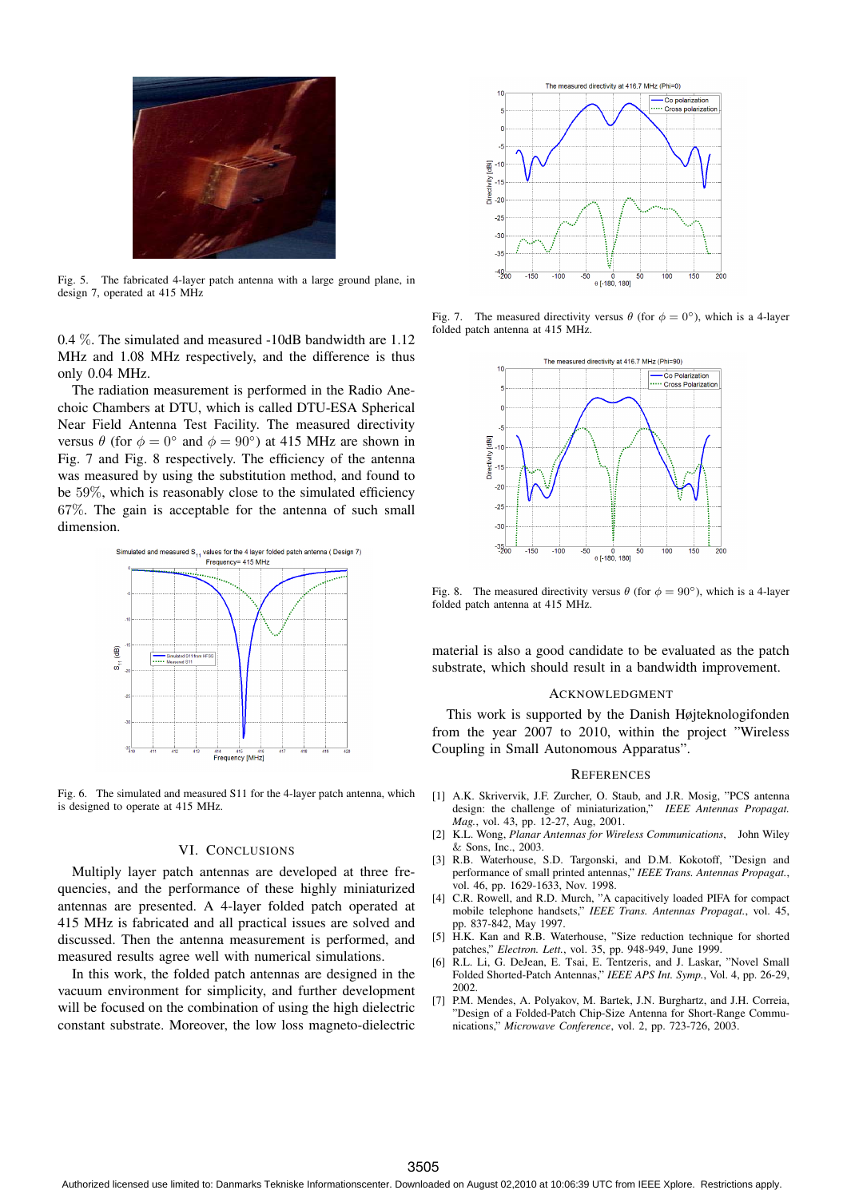Fig. 5. The fabricated 4-layer patch antenna with a large ground plane, in design 7, operated at 415 MHz

0.4 %. The simulated and measured -10dB bandwidth are 1.12 MHz and 1.08 MHz respectively, and the difference is thus only 0.04 MHz.

The radiation measurement is performed in the Radio Anechoic Chambers at DTU, which is called DTU-ESA Spherical Near Field Antenna Test Facility. The measured directivity versus $\theta$ (for $\phi = 0°$ and $\phi = 90°$) at 415 MHz are shown in Fig. 7 and Fig. 8 respectively. The efficiency of the antenna was measured by using the substitution method, and found to be 59%, which is reasonably close to the simulated efficiency 67%. The gain is acceptable for the antenna of such small dimension.

Fig. 6. The simulated and measured S11 for the 4-layer patch antenna, which is designed to operate at 415 MHz.

## VI. Conclusions

Multiply layer patch antennas are developed at three frequencies, and the performance of these highly miniaturized antennas are presented. A 4-layer folded patch operated at 415 MHz is fabricated and all practical issues are solved and discussed. Then the antenna measurement is performed, and measured results agree well with numerical simulations.

In this work, the folded patch antennas are designed in the vacuum environment for simplicity, and further development will be focused on the combination of using the high dielectric constant substrate. Moreover, the low loss magneto-dielectric material is also a good candidate to be evaluated as the patch substrate, which should result in a bandwidth improvement.

Fig. 7. The measured directivity versus $\theta$ (for $\phi = 0°$), which is a 4-layer folded patch antenna at 415 MHz.

Fig. 8. The measured directivity versus $\theta$ (for $\phi = 90°$), which is a 4-layer folded patch antenna at 415 MHz.

## Acknowledgment

This work is supported by the Danish Højteknologifonden from the year 2007 to 2010, within the project "Wireless Coupling in Small Autonomous Apparatus".

## References

[1] A.K. Skrivervik, J.F. Zurcher, O. Staub, and J.R. Mosig, "PCS antenna design: the challenge of miniaturization," *IEEE Antennas Propagat. Mag.*, vol. 43, pp. 12-27, Aug, 2001.

[2] K.L. Wong, *Planar Antennas for Wireless Communications*, John Wiley & Sons, Inc., 2003.

[3] R.B. Waterhouse, S.D. Targonski, and D.M. Kokotoff, "Design and performance of small printed antennas," *IEEE Trans. Antennas Propagat.*, vol. 46, pp. 1629-1633, Nov. 1998.

[4] C.R. Rowell, and R.D. Murch, "A capacitively loaded PIFA for compact mobile telephone handsets," *IEEE Trans. Antennas Propagat.*, vol. 45, pp. 837-842, May 1997.

[5] H.K. Kan and R.B. Waterhouse, "Size reduction technique for shorted patches," *Electron. Lett.*, vol. 35, pp. 948-949, June 1999.

[6] R.L. Li, G. DeJean, E. Tsai, E. Tentzeris, and J. Laskar, "Novel Small Folded Shorted-Patch Antennas," *IEEE APS Int. Symp.*, Vol. 4, pp. 26-29, 2002.

[7] P.M. Mendes, A. Polyakov, M. Bartek, J.N. Burghartz, and J.H. Correia, "Design of a Folded-Patch Chip-Size Antenna for Short-Range Communications," *Microwave Conference*, vol. 2, pp. 723-726, 2003.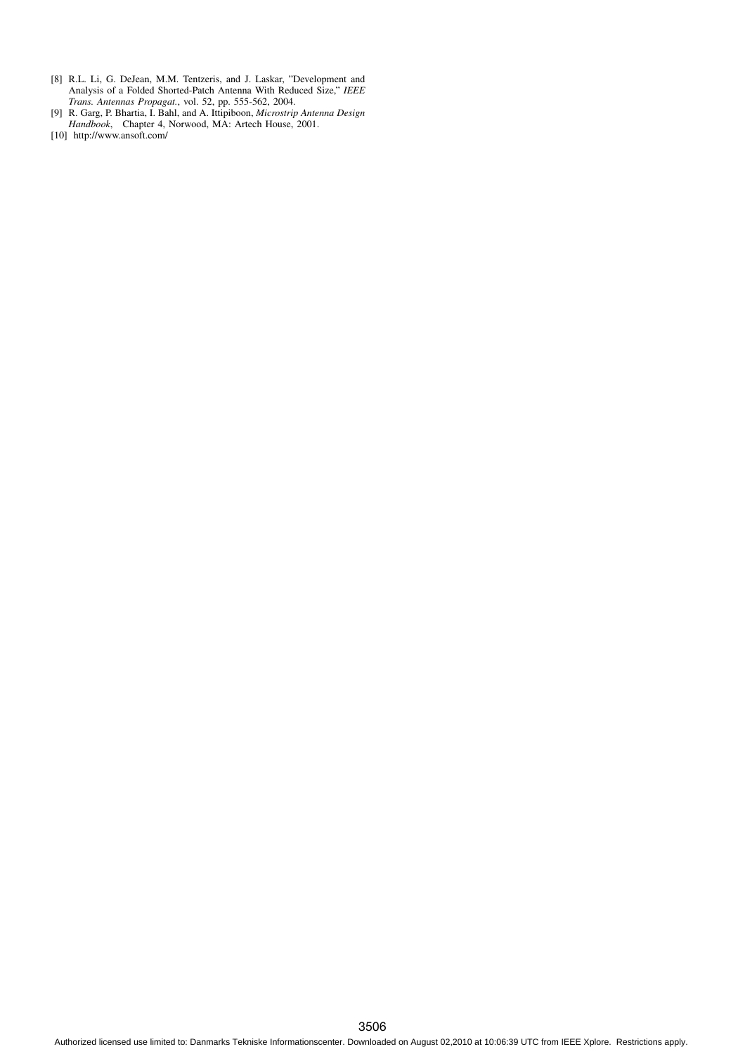[8] R.L. Li, G. DeJean, M.M. Tentzeris, and J. Laskar, "Development and Analysis of a Folded Shorted-Patch Antenna With Reduced Size," *IEEE Trans. Antennas Propagat.*, vol. 52, pp. 555-562, 2004.

[9] R. Garg, P. Bhartia, I. Bahl, and A. Ittipiboon, *Microstrip Antenna Design Handbook*, Chapter 4, Norwood, MA: Artech House, 2001.

[10] http://www.ansoft.com/